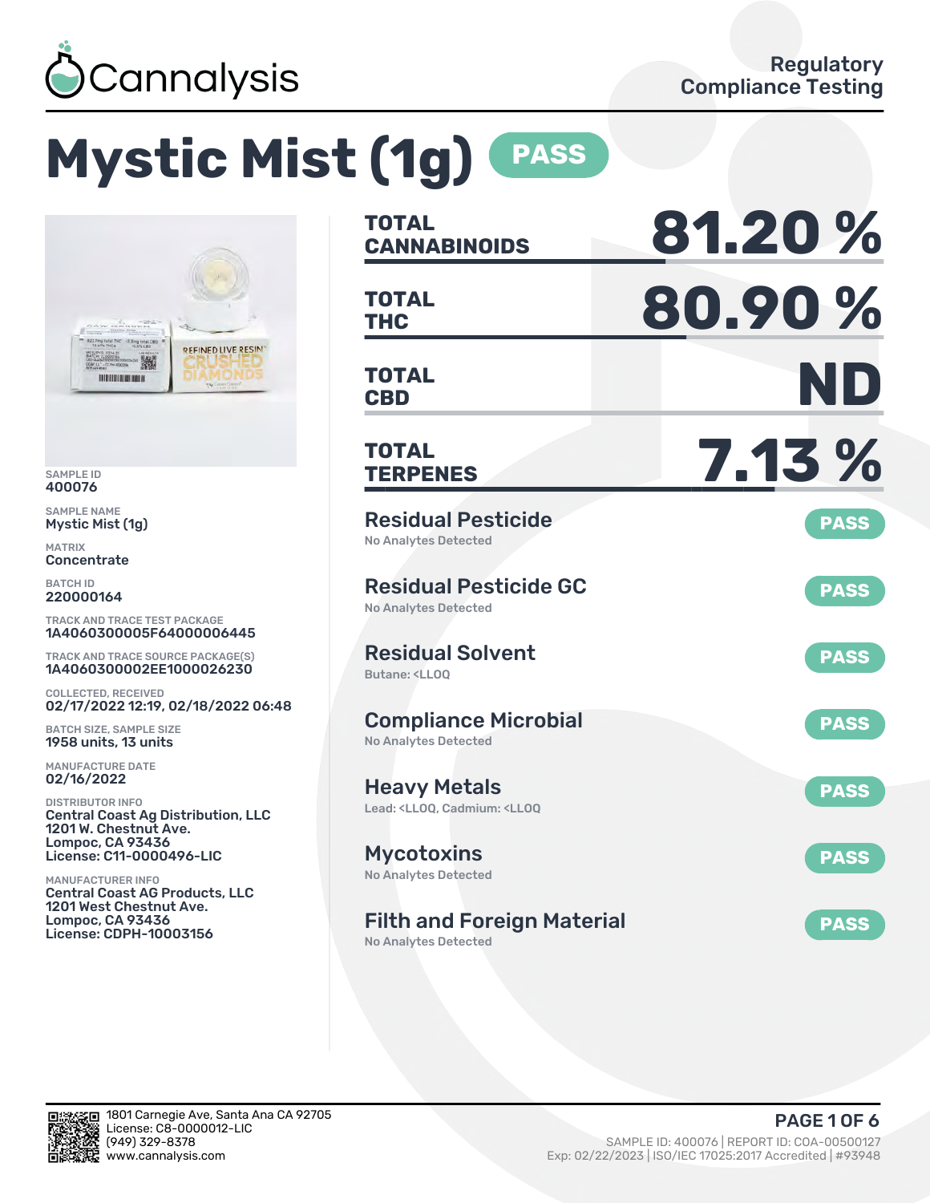Cannalysis

Regulatory Compliance Testing

# Mystic Mist (1g) PASS

SAMPLE ID
400076

SAMPLE NAME
Mystic Mist (1g)

MATRIX
Concentrate

BATCH ID
220000164

TRACK AND TRACE TEST PACKAGE
1A4060300005F64000006445

TRACK AND TRACE SOURCE PACKAGE(S)
1A4060300002EE1000026230

COLLECTED, RECEIVED
02/17/2022 12:19, 02/18/2022 06:48

BATCH SIZE, SAMPLE SIZE
1958 units, 13 units

MANUFACTURE DATE
02/16/2022

DISTRIBUTOR INFO
Central Coast Ag Distribution, LLC
1201 W. Chestnut Ave.
Lompoc, CA 93436
License: C11-0000496-LIC

MANUFACTURER INFO
Central Coast AG Products, LLC
1201 West Chestnut Ave.
Lompoc, CA 93436
License: CDPH-10003156

| | |
|---|---|
| **TOTAL CANNABINOIDS** | **81.20 %** |
| **TOTAL THC** | **80.90 %** |
| **TOTAL CBD** | **ND** |
| **TOTAL TERPENES** | **7.13 %** |

| Test | Result |
|---|---|
| **Residual Pesticide**<br>No Analytes Detected | PASS |
| **Residual Pesticide GC**<br>No Analytes Detected | PASS |
| **Residual Solvent**<br>Butane: <LLOQ | PASS |
| **Compliance Microbial**<br>No Analytes Detected | PASS |
| **Heavy Metals**<br>Lead: <LLOQ, Cadmium: <LLOQ | PASS |
| **Mycotoxins**<br>No Analytes Detected | PASS |
| **Filth and Foreign Material**<br>No Analytes Detected | PASS |

1801 Carnegie Ave, Santa Ana CA 92705
License: C8-0000012-LIC
(949) 329-8378
www.cannalysis.com

SAMPLE ID: 400076 | REPORT ID: COA-00500127
Exp: 02/22/2023 | ISO/IEC 17025:2017 Accredited | #93948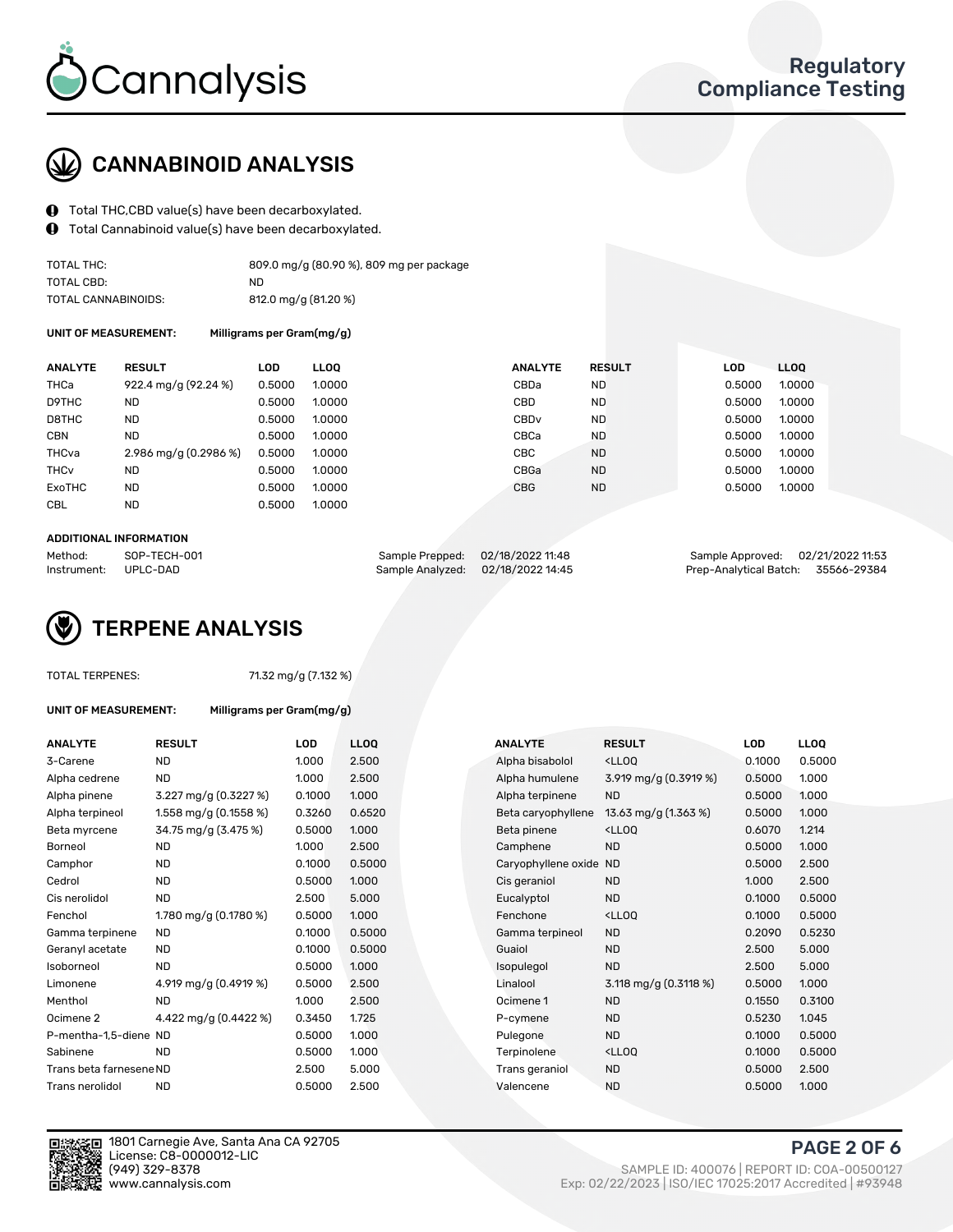Cannalysis

Regulatory Compliance Testing

## CANNABINOID ANALYSIS

- Total THC,CBD value(s) have been decarboxylated.
- Total Cannabinoid value(s) have been decarboxylated.

| | |
|---|---|
| TOTAL THC: | 809.0 mg/g (80.90 %), 809 mg per package |
| TOTAL CBD: | ND |
| TOTAL CANNABINOIDS: | 812.0 mg/g (81.20 %) |

**UNIT OF MEASUREMENT:** Milligrams per Gram(mg/g)

| ANALYTE | RESULT | LOD | LLOQ | ANALYTE | RESULT | LOD | LLOQ |
|---|---|---|---|---|---|---|---|
| THCa | 922.4 mg/g (92.24 %) | 0.5000 | 1.0000 | CBDa | ND | 0.5000 | 1.0000 |
| D9THC | ND | 0.5000 | 1.0000 | CBD | ND | 0.5000 | 1.0000 |
| D8THC | ND | 0.5000 | 1.0000 | CBDv | ND | 0.5000 | 1.0000 |
| CBN | ND | 0.5000 | 1.0000 | CBCa | ND | 0.5000 | 1.0000 |
| THCva | 2.986 mg/g (0.2986 %) | 0.5000 | 1.0000 | CBC | ND | 0.5000 | 1.0000 |
| THCv | ND | 0.5000 | 1.0000 | CBGa | ND | 0.5000 | 1.0000 |
| ExoTHC | ND | 0.5000 | 1.0000 | CBG | ND | 0.5000 | 1.0000 |
| CBL | ND | 0.5000 | 1.0000 | | | | |

**ADDITIONAL INFORMATION**

| | | | | | |
|---|---|---|---|---|---|
| Method: | SOP-TECH-001 | Sample Prepped: | 02/18/2022 11:48 | Sample Approved: | 02/21/2022 11:53 |
| Instrument: | UPLC-DAD | Sample Analyzed: | 02/18/2022 14:45 | Prep-Analytical Batch: | 35566-29384 |

## TERPENE ANALYSIS

TOTAL TERPENES: 71.32 mg/g (7.132 %)

**UNIT OF MEASUREMENT:** Milligrams per Gram(mg/g)

| ANALYTE | RESULT | LOD | LLOQ | ANALYTE | RESULT | LOD | LLOQ |
|---|---|---|---|---|---|---|---|
| 3-Carene | ND | 1.000 | 2.500 | Alpha bisabolol | <LLOQ | 0.1000 | 0.5000 |
| Alpha cedrene | ND | 1.000 | 2.500 | Alpha humulene | 3.919 mg/g (0.3919 %) | 0.5000 | 1.000 |
| Alpha pinene | 3.227 mg/g (0.3227 %) | 0.1000 | 1.000 | Alpha terpinene | ND | 0.5000 | 1.000 |
| Alpha terpineol | 1.558 mg/g (0.1558 %) | 0.3260 | 0.6520 | Beta caryophyllene | 13.63 mg/g (1.363 %) | 0.5000 | 1.000 |
| Beta myrcene | 34.75 mg/g (3.475 %) | 0.5000 | 1.000 | Beta pinene | <LLOQ | 0.6070 | 1.214 |
| Borneol | ND | 1.000 | 2.500 | Camphene | ND | 0.5000 | 1.000 |
| Camphor | ND | 0.1000 | 0.5000 | Caryophyllene oxide | ND | 0.5000 | 2.500 |
| Cedrol | ND | 0.5000 | 1.000 | Cis geraniol | ND | 1.000 | 2.500 |
| Cis nerolidol | ND | 2.500 | 5.000 | Eucalyptol | ND | 0.1000 | 0.5000 |
| Fenchol | 1.780 mg/g (0.1780 %) | 0.5000 | 1.000 | Fenchone | <LLOQ | 0.1000 | 0.5000 |
| Gamma terpinene | ND | 0.1000 | 0.5000 | Gamma terpineol | ND | 0.2090 | 0.5230 |
| Geranyl acetate | ND | 0.1000 | 0.5000 | Guaiol | ND | 2.500 | 5.000 |
| Isoborneol | ND | 0.5000 | 1.000 | Isopulegol | ND | 2.500 | 5.000 |
| Limonene | 4.919 mg/g (0.4919 %) | 0.5000 | 2.500 | Linalool | 3.118 mg/g (0.3118 %) | 0.5000 | 1.000 |
| Menthol | ND | 1.000 | 2.500 | Ocimene 1 | ND | 0.1550 | 0.3100 |
| Ocimene 2 | 4.422 mg/g (0.4422 %) | 0.3450 | 1.725 | P-cymene | ND | 0.5230 | 1.045 |
| P-mentha-1,5-diene | ND | 0.5000 | 1.000 | Pulegone | ND | 0.1000 | 0.5000 |
| Sabinene | ND | 0.5000 | 1.000 | Terpinolene | <LLOQ | 0.1000 | 0.5000 |
| Trans beta farnesene | ND | 2.500 | 5.000 | Trans geraniol | ND | 0.5000 | 2.500 |
| Trans nerolidol | ND | 0.5000 | 2.500 | Valencene | ND | 0.5000 | 1.000 |

1801 Carnegie Ave, Santa Ana CA 92705
License: C8-0000012-LIC
(949) 329-8378
www.cannalysis.com

SAMPLE ID: 400076 | REPORT ID: COA-00500127
Exp: 02/22/2023 | ISO/IEC 17025:2017 Accredited | #93948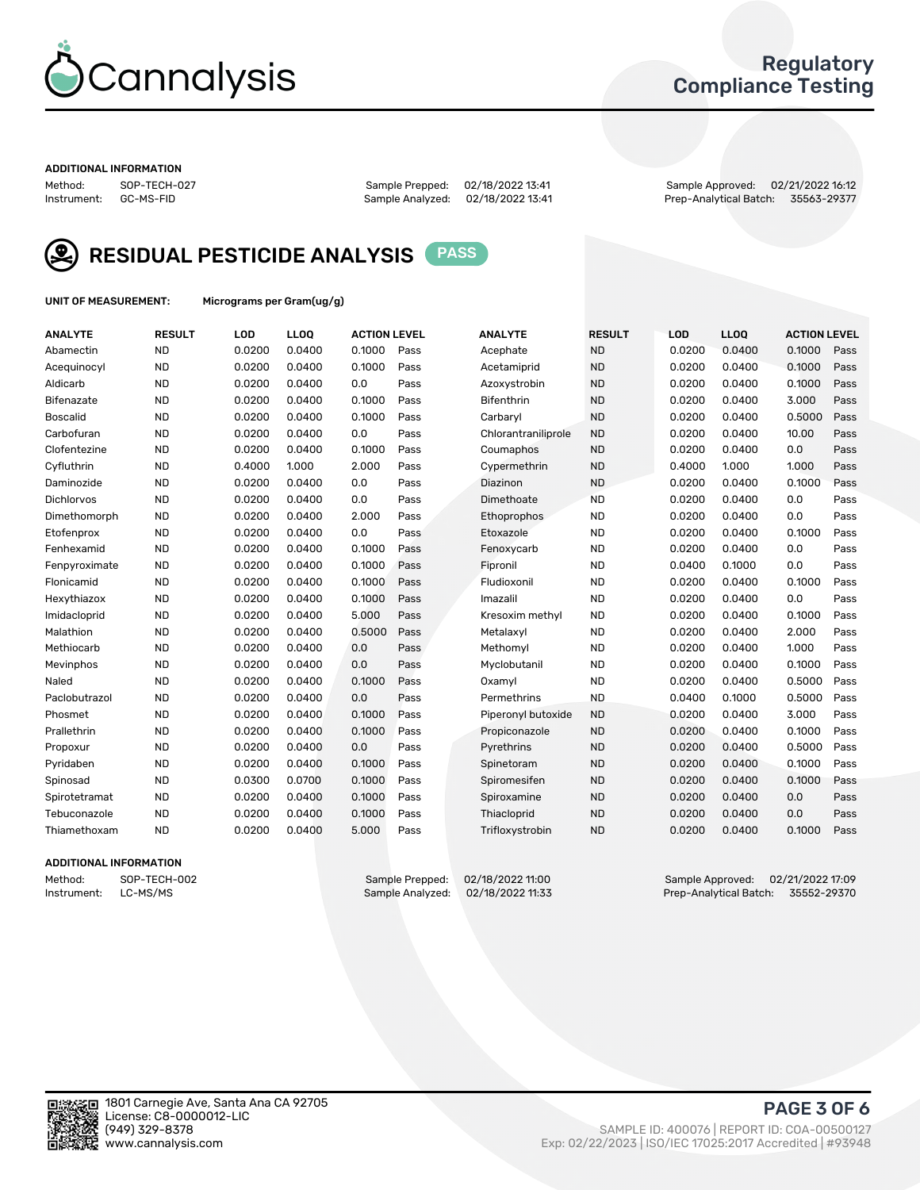# Cannalysis

## Regulatory Compliance Testing

### ADDITIONAL INFORMATION

Method: SOP-TECH-027
Instrument: GC-MS-FID

Sample Prepped: 02/18/2022 13:41
Sample Analyzed: 02/18/2022 13:41

Sample Approved: 02/21/2022 16:12
Prep-Analytical Batch: 35563-29377

## RESIDUAL PESTICIDE ANALYSIS PASS

UNIT OF MEASUREMENT: Micrograms per Gram(ug/g)

| ANALYTE | RESULT | LOD | LLOQ | ACTION LEVEL | | ANALYTE | RESULT | LOD | LLOQ | ACTION LEVEL | |
|---|---|---|---|---|---|---|---|---|---|---|---|
| Abamectin | ND | 0.0200 | 0.0400 | 0.1000 | Pass | Acephate | ND | 0.0200 | 0.0400 | 0.1000 | Pass |
| Acequinocyl | ND | 0.0200 | 0.0400 | 0.1000 | Pass | Acetamiprid | ND | 0.0200 | 0.0400 | 0.1000 | Pass |
| Aldicarb | ND | 0.0200 | 0.0400 | 0.0 | Pass | Azoxystrobin | ND | 0.0200 | 0.0400 | 0.1000 | Pass |
| Bifenazate | ND | 0.0200 | 0.0400 | 0.1000 | Pass | Bifenthrin | ND | 0.0200 | 0.0400 | 3.000 | Pass |
| Boscalid | ND | 0.0200 | 0.0400 | 0.1000 | Pass | Carbaryl | ND | 0.0200 | 0.0400 | 0.5000 | Pass |
| Carbofuran | ND | 0.0200 | 0.0400 | 0.0 | Pass | Chlorantraniliprole | ND | 0.0200 | 0.0400 | 10.00 | Pass |
| Clofentezine | ND | 0.0200 | 0.0400 | 0.1000 | Pass | Coumaphos | ND | 0.0200 | 0.0400 | 0.0 | Pass |
| Cyfluthrin | ND | 0.4000 | 1.000 | 2.000 | Pass | Cypermethrin | ND | 0.4000 | 1.000 | 1.000 | Pass |
| Daminozide | ND | 0.0200 | 0.0400 | 0.0 | Pass | Diazinon | ND | 0.0200 | 0.0400 | 0.1000 | Pass |
| Dichlorvos | ND | 0.0200 | 0.0400 | 0.0 | Pass | Dimethoate | ND | 0.0200 | 0.0400 | 0.0 | Pass |
| Dimethomorph | ND | 0.0200 | 0.0400 | 2.000 | Pass | Ethoprophos | ND | 0.0200 | 0.0400 | 0.0 | Pass |
| Etofenprox | ND | 0.0200 | 0.0400 | 0.0 | Pass | Etoxazole | ND | 0.0200 | 0.0400 | 0.1000 | Pass |
| Fenhexamid | ND | 0.0200 | 0.0400 | 0.1000 | Pass | Fenoxycarb | ND | 0.0200 | 0.0400 | 0.0 | Pass |
| Fenpyroximate | ND | 0.0200 | 0.0400 | 0.1000 | Pass | Fipronil | ND | 0.0400 | 0.1000 | 0.0 | Pass |
| Flonicamid | ND | 0.0200 | 0.0400 | 0.1000 | Pass | Fludioxonil | ND | 0.0200 | 0.0400 | 0.1000 | Pass |
| Hexythiazox | ND | 0.0200 | 0.0400 | 0.1000 | Pass | Imazalil | ND | 0.0200 | 0.0400 | 0.0 | Pass |
| Imidacloprid | ND | 0.0200 | 0.0400 | 5.000 | Pass | Kresoxim methyl | ND | 0.0200 | 0.0400 | 0.1000 | Pass |
| Malathion | ND | 0.0200 | 0.0400 | 0.5000 | Pass | Metalaxyl | ND | 0.0200 | 0.0400 | 2.000 | Pass |
| Methiocarb | ND | 0.0200 | 0.0400 | 0.0 | Pass | Methomyl | ND | 0.0200 | 0.0400 | 1.000 | Pass |
| Mevinphos | ND | 0.0200 | 0.0400 | 0.0 | Pass | Myclobutanil | ND | 0.0200 | 0.0400 | 0.1000 | Pass |
| Naled | ND | 0.0200 | 0.0400 | 0.1000 | Pass | Oxamyl | ND | 0.0200 | 0.0400 | 0.5000 | Pass |
| Paclobutrazol | ND | 0.0200 | 0.0400 | 0.0 | Pass | Permethrins | ND | 0.0400 | 0.1000 | 0.5000 | Pass |
| Phosmet | ND | 0.0200 | 0.0400 | 0.1000 | Pass | Piperonyl butoxide | ND | 0.0200 | 0.0400 | 3.000 | Pass |
| Prallethrin | ND | 0.0200 | 0.0400 | 0.1000 | Pass | Propiconazole | ND | 0.0200 | 0.0400 | 0.1000 | Pass |
| Propoxur | ND | 0.0200 | 0.0400 | 0.0 | Pass | Pyrethrins | ND | 0.0200 | 0.0400 | 0.5000 | Pass |
| Pyridaben | ND | 0.0200 | 0.0400 | 0.1000 | Pass | Spinetoram | ND | 0.0200 | 0.0400 | 0.1000 | Pass |
| Spinosad | ND | 0.0300 | 0.0700 | 0.1000 | Pass | Spiromesifen | ND | 0.0200 | 0.0400 | 0.1000 | Pass |
| Spirotetramat | ND | 0.0200 | 0.0400 | 0.1000 | Pass | Spiroxamine | ND | 0.0200 | 0.0400 | 0.0 | Pass |
| Tebuconazole | ND | 0.0200 | 0.0400 | 0.1000 | Pass | Thiacloprid | ND | 0.0200 | 0.0400 | 0.0 | Pass |
| Thiamethoxam | ND | 0.0200 | 0.0400 | 5.000 | Pass | Trifloxystrobin | ND | 0.0200 | 0.0400 | 0.1000 | Pass |

### ADDITIONAL INFORMATION

Method: SOP-TECH-002
Instrument: LC-MS/MS

Sample Prepped: 02/18/2022 11:00
Sample Analyzed: 02/18/2022 11:33

Sample Approved: 02/21/2022 17:09
Prep-Analytical Batch: 35552-29370

1801 Carnegie Ave, Santa Ana CA 92705
License: C8-0000012-LIC
(949) 329-8378
www.cannalysis.com

SAMPLE ID: 400076 | REPORT ID: COA-00500127
Exp: 02/22/2023 | ISO/IEC 17025:2017 Accredited | #93948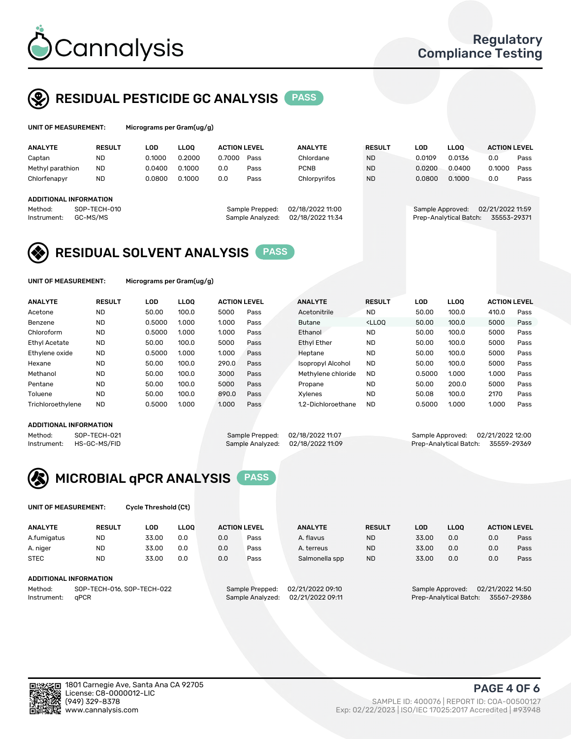# Cannalysis

Regulatory Compliance Testing

## RESIDUAL PESTICIDE GC ANALYSIS PASS

**UNIT OF MEASUREMENT:** Micrograms per Gram(ug/g)

| ANALYTE | RESULT | LOD | LLOQ | ACTION LEVEL | | ANALYTE | RESULT | LOD | LLOQ | ACTION LEVEL | |
|---|---|---|---|---|---|---|---|---|---|---|---|
| Captan | ND | 0.1000 | 0.2000 | 0.7000 | Pass | Chlordane | ND | 0.0109 | 0.0136 | 0.0 | Pass |
| Methyl parathion | ND | 0.0400 | 0.1000 | 0.0 | Pass | PCNB | ND | 0.0200 | 0.0400 | 0.1000 | Pass |
| Chlorfenapyr | ND | 0.0800 | 0.1000 | 0.0 | Pass | Chlorpyrifos | ND | 0.0800 | 0.1000 | 0.0 | Pass |

**ADDITIONAL INFORMATION**

Method: SOP-TECH-010
Instrument: GC-MS/MS
Sample Prepped: 02/18/2022 11:00
Sample Analyzed: 02/18/2022 11:34
Sample Approved: 02/21/2022 11:59
Prep-Analytical Batch: 35553-29371

## RESIDUAL SOLVENT ANALYSIS PASS

**UNIT OF MEASUREMENT:** Micrograms per Gram(ug/g)

| ANALYTE | RESULT | LOD | LLOQ | ACTION LEVEL | | ANALYTE | RESULT | LOD | LLOQ | ACTION LEVEL | |
|---|---|---|---|---|---|---|---|---|---|---|---|
| Acetone | ND | 50.00 | 100.0 | 5000 | Pass | Acetonitrile | ND | 50.00 | 100.0 | 410.0 | Pass |
| Benzene | ND | 0.5000 | 1.000 | 1.000 | Pass | Butane | <LLOQ | 50.00 | 100.0 | 5000 | Pass |
| Chloroform | ND | 0.5000 | 1.000 | 1.000 | Pass | Ethanol | ND | 50.00 | 100.0 | 5000 | Pass |
| Ethyl Acetate | ND | 50.00 | 100.0 | 5000 | Pass | Ethyl Ether | ND | 50.00 | 100.0 | 5000 | Pass |
| Ethylene oxide | ND | 0.5000 | 1.000 | 1.000 | Pass | Heptane | ND | 50.00 | 100.0 | 5000 | Pass |
| Hexane | ND | 50.00 | 100.0 | 290.0 | Pass | Isopropyl Alcohol | ND | 50.00 | 100.0 | 5000 | Pass |
| Methanol | ND | 50.00 | 100.0 | 3000 | Pass | Methylene chloride | ND | 0.5000 | 1.000 | 1.000 | Pass |
| Pentane | ND | 50.00 | 100.0 | 5000 | Pass | Propane | ND | 50.00 | 200.0 | 5000 | Pass |
| Toluene | ND | 50.00 | 100.0 | 890.0 | Pass | Xylenes | ND | 50.08 | 100.0 | 2170 | Pass |
| Trichloroethylene | ND | 0.5000 | 1.000 | 1.000 | Pass | 1,2-Dichloroethane | ND | 0.5000 | 1.000 | 1.000 | Pass |

**ADDITIONAL INFORMATION**

Method: SOP-TECH-021
Instrument: HS-GC-MS/FID
Sample Prepped: 02/18/2022 11:07
Sample Analyzed: 02/18/2022 11:09
Sample Approved: 02/21/2022 12:00
Prep-Analytical Batch: 35559-29369

## MICROBIAL qPCR ANALYSIS PASS

**UNIT OF MEASUREMENT:** Cycle Threshold (Ct)

| ANALYTE | RESULT | LOD | LLOQ | ACTION LEVEL | | ANALYTE | RESULT | LOD | LLOQ | ACTION LEVEL | |
|---|---|---|---|---|---|---|---|---|---|---|---|
| A.fumigatus | ND | 33.00 | 0.0 | 0.0 | Pass | A. flavus | ND | 33.00 | 0.0 | 0.0 | Pass |
| A. niger | ND | 33.00 | 0.0 | 0.0 | Pass | A. terreus | ND | 33.00 | 0.0 | 0.0 | Pass |
| STEC | ND | 33.00 | 0.0 | 0.0 | Pass | Salmonella spp | ND | 33.00 | 0.0 | 0.0 | Pass |

**ADDITIONAL INFORMATION**

Method: SOP-TECH-016, SOP-TECH-022
Instrument: qPCR
Sample Prepped: 02/21/2022 09:10
Sample Analyzed: 02/21/2022 09:11
Sample Approved: 02/21/2022 14:50
Prep-Analytical Batch: 35567-29386

1801 Carnegie Ave, Santa Ana CA 92705
License: C8-0000012-LIC
(949) 329-8378
www.cannalysis.com

SAMPLE ID: 400076 | REPORT ID: COA-00500127
Exp: 02/22/2023 | ISO/IEC 17025:2017 Accredited | #93948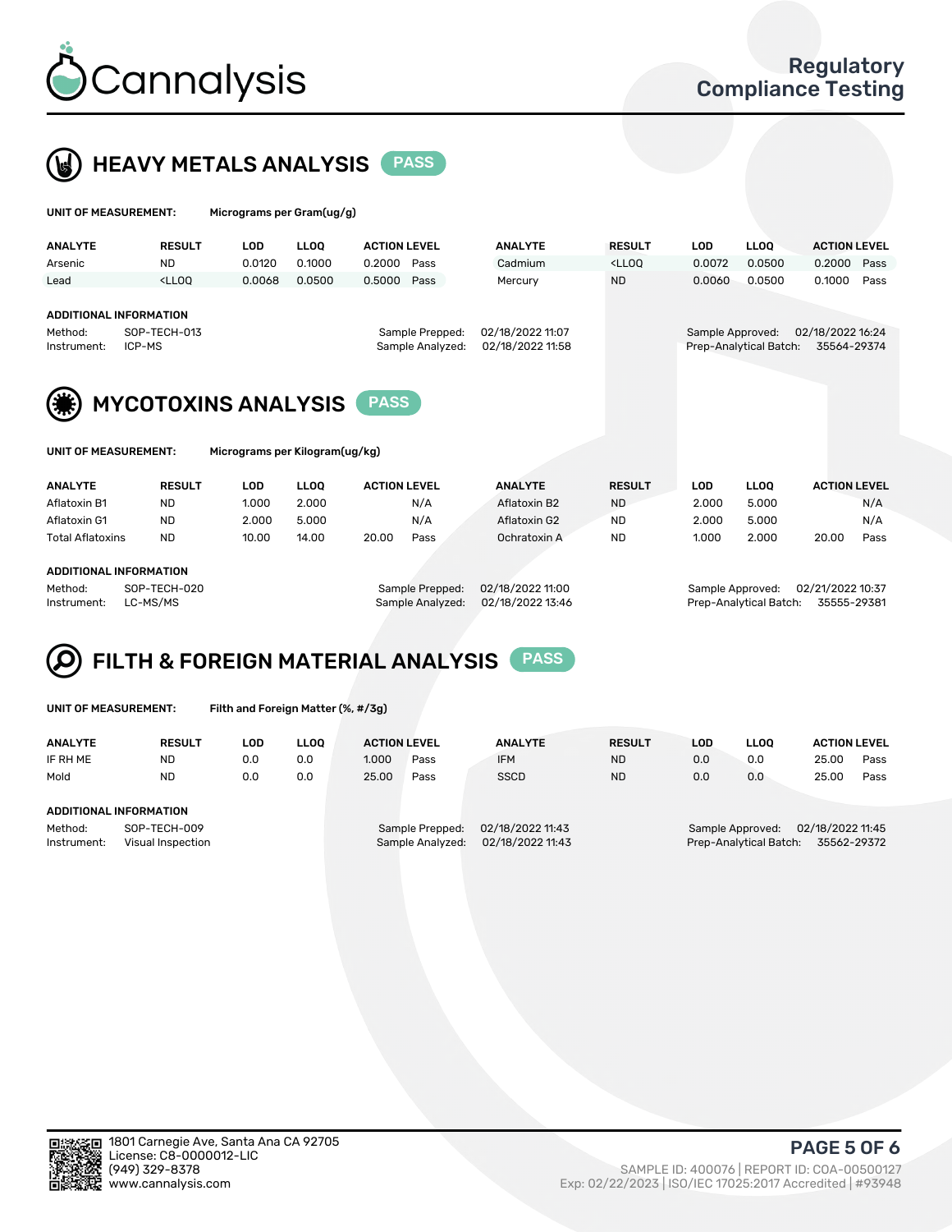Regulatory Compliance Testing

## HEAVY METALS ANALYSIS PASS

**UNIT OF MEASUREMENT:** Micrograms per Gram(ug/g)

| ANALYTE | RESULT | LOD | LLOQ | ACTION LEVEL | | ANALYTE | RESULT | LOD | LLOQ | ACTION LEVEL | |
|---|---|---|---|---|---|---|---|---|---|---|---|
| Arsenic | ND | 0.0120 | 0.1000 | 0.2000 | Pass | Cadmium | <LLOQ | 0.0072 | 0.0500 | 0.2000 | Pass |
| Lead | <LLOQ | 0.0068 | 0.0500 | 0.5000 | Pass | Mercury | ND | 0.0060 | 0.0500 | 0.1000 | Pass |

**ADDITIONAL INFORMATION**

Method: SOP-TECH-013
Instrument: ICP-MS

Sample Prepped: 02/18/2022 11:07
Sample Analyzed: 02/18/2022 11:58

Sample Approved: 02/18/2022 16:24
Prep-Analytical Batch: 35564-29374

## MYCOTOXINS ANALYSIS PASS

**UNIT OF MEASUREMENT:** Micrograms per Kilogram(ug/kg)

| ANALYTE | RESULT | LOD | LLOQ | ACTION LEVEL | | ANALYTE | RESULT | LOD | LLOQ | ACTION LEVEL | |
|---|---|---|---|---|---|---|---|---|---|---|---|
| Aflatoxin B1 | ND | 1.000 | 2.000 | | N/A | Aflatoxin B2 | ND | 2.000 | 5.000 | | N/A |
| Aflatoxin G1 | ND | 2.000 | 5.000 | | N/A | Aflatoxin G2 | ND | 2.000 | 5.000 | | N/A |
| Total Aflatoxins | ND | 10.00 | 14.00 | 20.00 | Pass | Ochratoxin A | ND | 1.000 | 2.000 | 20.00 | Pass |

**ADDITIONAL INFORMATION**

Method: SOP-TECH-020
Instrument: LC-MS/MS

Sample Prepped: 02/18/2022 11:00
Sample Analyzed: 02/18/2022 13:46

Sample Approved: 02/21/2022 10:37
Prep-Analytical Batch: 35555-29381

## FILTH & FOREIGN MATERIAL ANALYSIS PASS

**UNIT OF MEASUREMENT:** Filth and Foreign Matter (%, #/3g)

| ANALYTE | RESULT | LOD | LLOQ | ACTION LEVEL | | ANALYTE | RESULT | LOD | LLOQ | ACTION LEVEL | |
|---|---|---|---|---|---|---|---|---|---|---|---|
| IF RH ME | ND | 0.0 | 0.0 | 1.000 | Pass | IFM | ND | 0.0 | 0.0 | 25.00 | Pass |
| Mold | ND | 0.0 | 0.0 | 25.00 | Pass | SSCD | ND | 0.0 | 0.0 | 25.00 | Pass |

**ADDITIONAL INFORMATION**

Method: SOP-TECH-009
Instrument: Visual Inspection

Sample Prepped: 02/18/2022 11:43
Sample Analyzed: 02/18/2022 11:43

Sample Approved: 02/18/2022 11:45
Prep-Analytical Batch: 35562-29372

1801 Carnegie Ave, Santa Ana CA 92705
License: C8-0000012-LIC
(949) 329-8378
www.cannalysis.com

SAMPLE ID: 400076 | REPORT ID: COA-00500127
Exp: 02/22/2023 | ISO/IEC 17025:2017 Accredited | #93948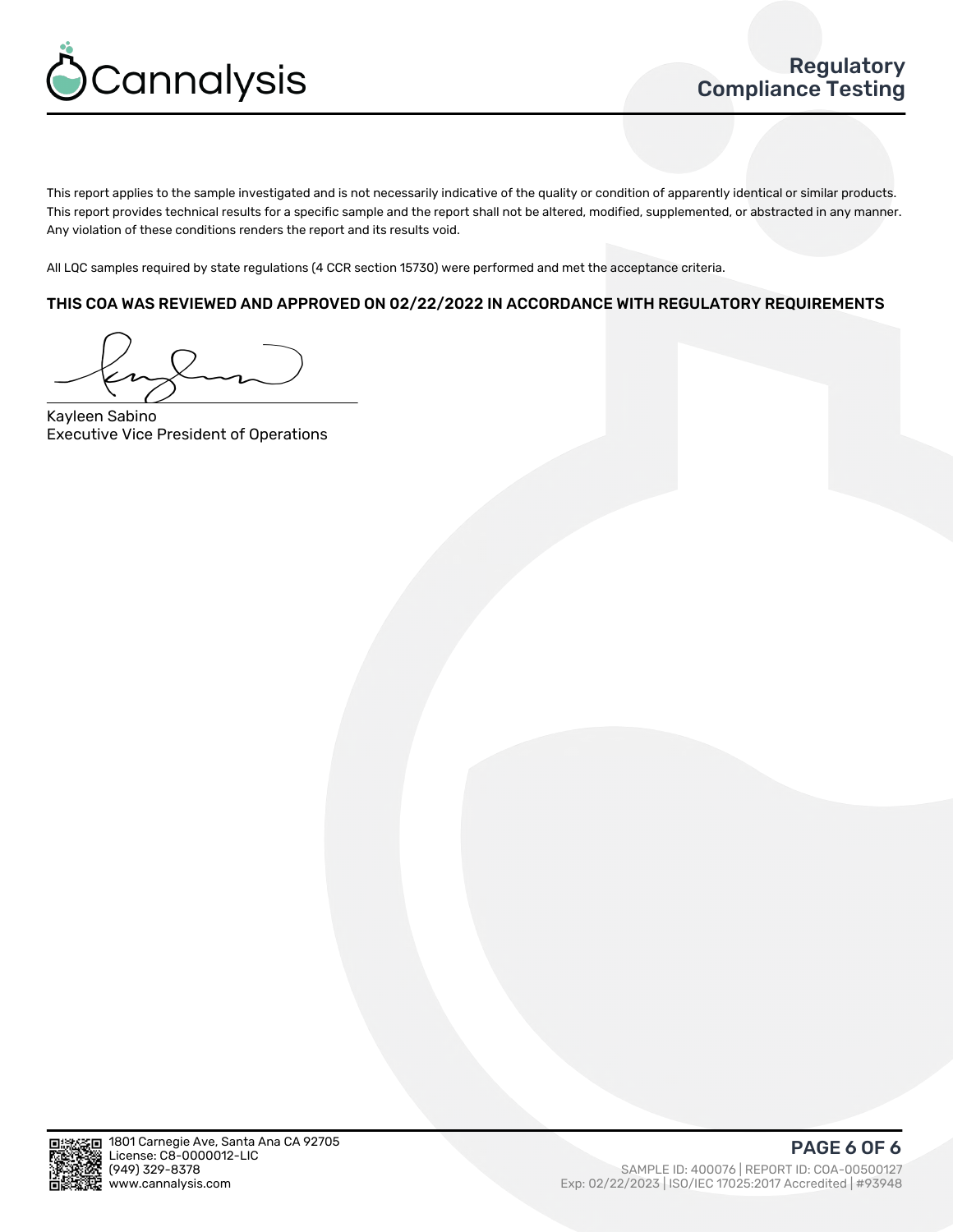This report applies to the sample investigated and is not necessarily indicative of the quality or condition of apparently identical or similar products. This report provides technical results for a specific sample and the report shall not be altered, modified, supplemented, or abstracted in any manner. Any violation of these conditions renders the report and its results void.

All LQC samples required by state regulations (4 CCR section 15730) were performed and met the acceptance criteria.

**THIS COA WAS REVIEWED AND APPROVED ON 02/22/2022 IN ACCORDANCE WITH REGULATORY REQUIREMENTS**

Kayleen Sabino
Executive Vice President of Operations